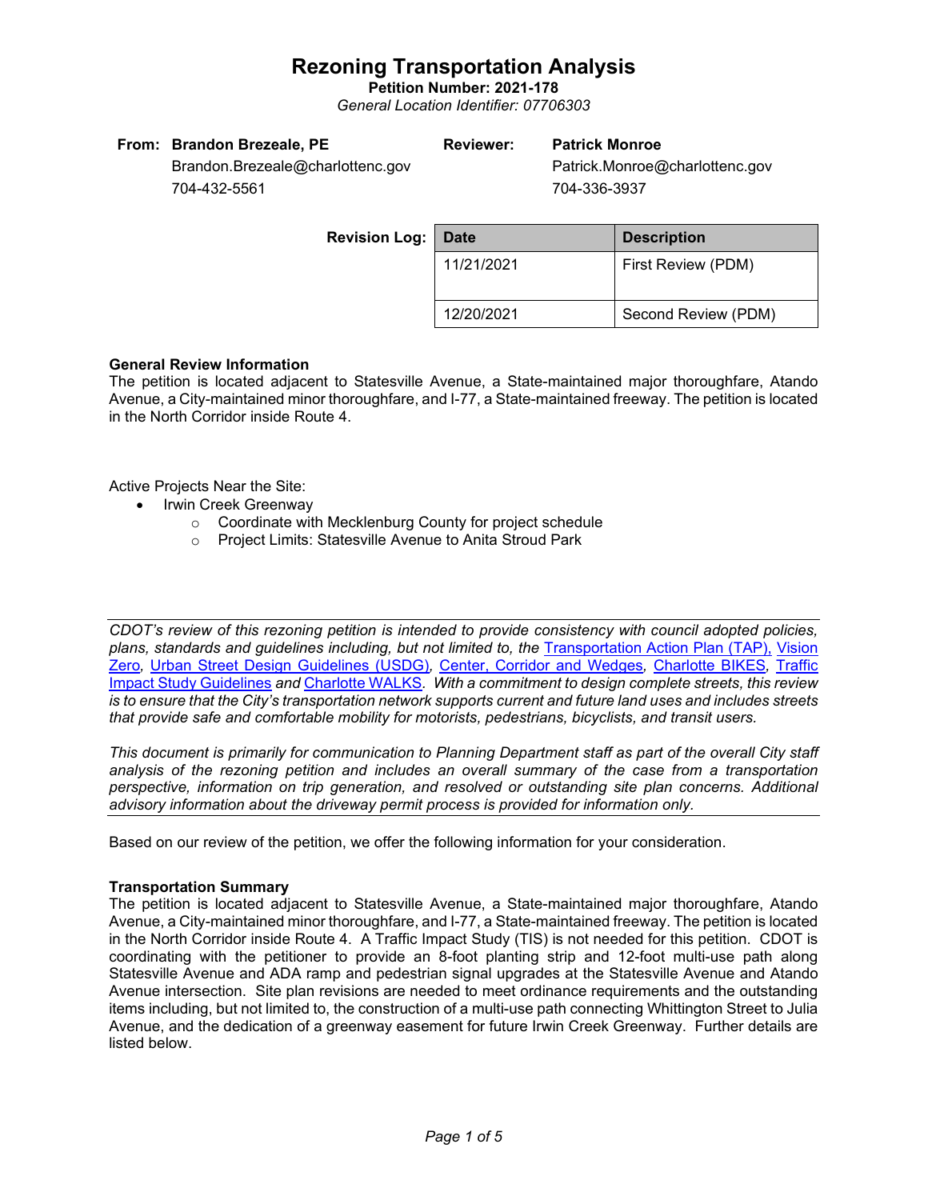# Rezoning Transportation Analysis

**Petition Number: 2021-178**

*General Location Identifier: 07706303*

| **From:** | **Brandon Brezeale, PE** | **Reviewer:** | **Patrick Monroe** |
|---|---|---|---|
| | Brandon.Brezeale@charlottenc.gov | | Patrick.Monroe@charlottenc.gov |
| | 704-432-5561 | | 704-336-3937 |

**Revision Log:**

| Date | Description |
|---|---|
| 11/21/2021 | First Review (PDM) |
| 12/20/2021 | Second Review (PDM) |

**General Review Information**

The petition is located adjacent to Statesville Avenue, a State-maintained major thoroughfare, Atando Avenue, a City-maintained minor thoroughfare, and I-77, a State-maintained freeway. The petition is located in the North Corridor inside Route 4.

Active Projects Near the Site:

- Irwin Creek Greenway
  - Coordinate with Mecklenburg County for project schedule
  - Project Limits: Statesville Avenue to Anita Stroud Park

*CDOT's review of this rezoning petition is intended to provide consistency with council adopted policies, plans, standards and guidelines including, but not limited to, the Transportation Action Plan (TAP), Vision Zero, Urban Street Design Guidelines (USDG), Center, Corridor and Wedges, Charlotte BIKES, Traffic Impact Study Guidelines and Charlotte WALKS. With a commitment to design complete streets, this review is to ensure that the City's transportation network supports current and future land uses and includes streets that provide safe and comfortable mobility for motorists, pedestrians, bicyclists, and transit users.*

*This document is primarily for communication to Planning Department staff as part of the overall City staff analysis of the rezoning petition and includes an overall summary of the case from a transportation perspective, information on trip generation, and resolved or outstanding site plan concerns. Additional advisory information about the driveway permit process is provided for information only.*

Based on our review of the petition, we offer the following information for your consideration.

**Transportation Summary**

The petition is located adjacent to Statesville Avenue, a State-maintained major thoroughfare, Atando Avenue, a City-maintained minor thoroughfare, and I-77, a State-maintained freeway. The petition is located in the North Corridor inside Route 4. A Traffic Impact Study (TIS) is not needed for this petition. CDOT is coordinating with the petitioner to provide an 8-foot planting strip and 12-foot multi-use path along Statesville Avenue and ADA ramp and pedestrian signal upgrades at the Statesville Avenue and Atando Avenue intersection. Site plan revisions are needed to meet ordinance requirements and the outstanding items including, but not limited to, the construction of a multi-use path connecting Whittington Street to Julia Avenue, and the dedication of a greenway easement for future Irwin Creek Greenway. Further details are listed below.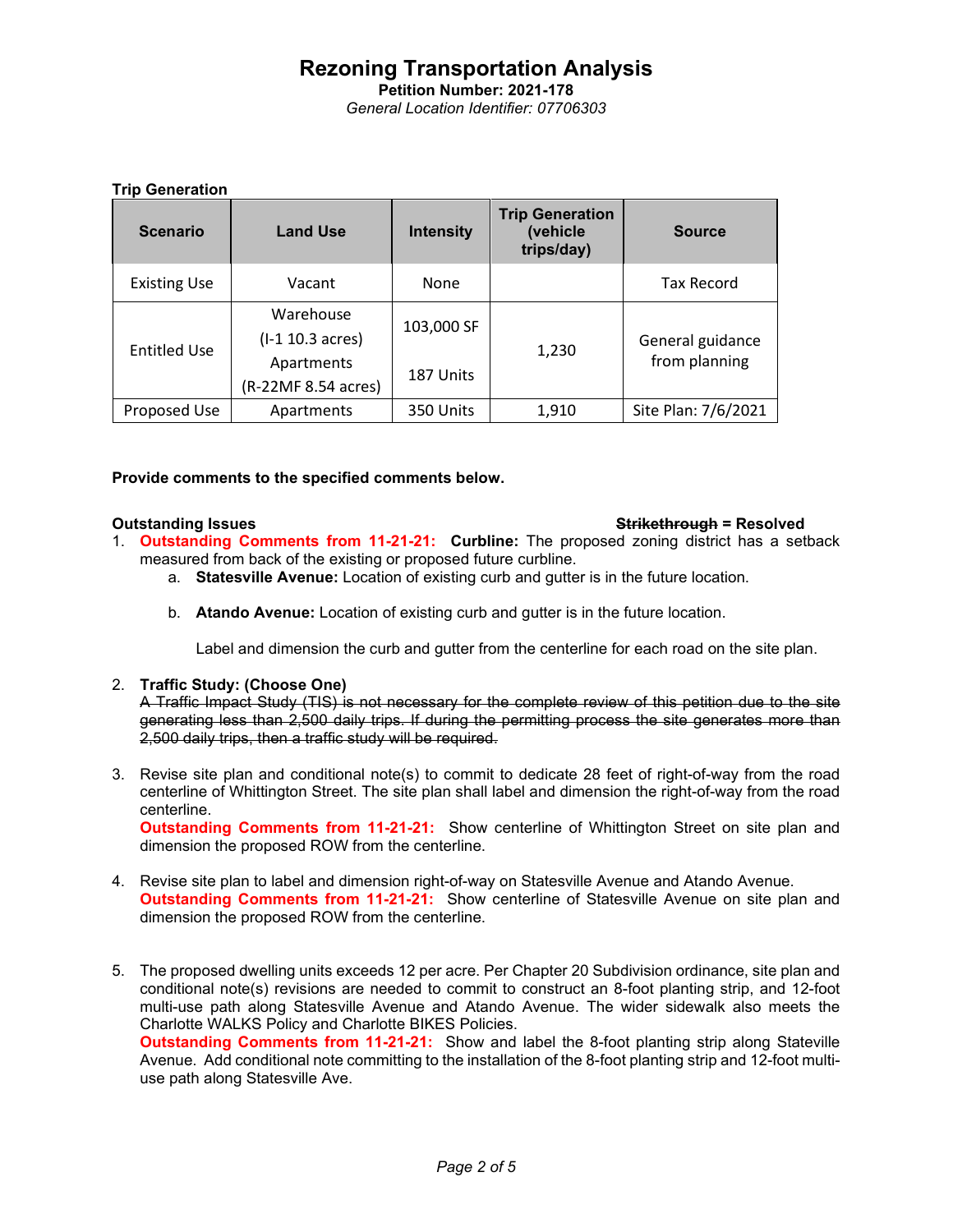# Rezoning Transportation Analysis

**Petition Number: 2021-178**

*General Location Identifier: 07706303*

**Trip Generation**

| Scenario | Land Use | Intensity | Trip Generation (vehicle trips/day) | Source |
|---|---|---|---|---|
| Existing Use | Vacant | None | | Tax Record |
| Entitled Use | Warehouse (I-1 10.3 acres) Apartments (R-22MF 8.54 acres) | 103,000 SF<br>187 Units | 1,230 | General guidance from planning |
| Proposed Use | Apartments | 350 Units | 1,910 | Site Plan: 7/6/2021 |

**Provide comments to the specified comments below.**

**Outstanding Issues** **~~Strikethrough~~ = Resolved**

1. **Outstanding Comments from 11-21-21: Curbline:** The proposed zoning district has a setback measured from back of the existing or proposed future curbline.
   a. **Statesville Avenue:** Location of existing curb and gutter is in the future location.

   b. **Atando Avenue:** Location of existing curb and gutter is in the future location.

   Label and dimension the curb and gutter from the centerline for each road on the site plan.

2. **Traffic Study: (Choose One)**
   ~~A Traffic Impact Study (TIS) is not necessary for the complete review of this petition due to the site generating less than 2,500 daily trips. If during the permitting process the site generates more than 2,500 daily trips, then a traffic study will be required.~~

3. Revise site plan and conditional note(s) to commit to dedicate 28 feet of right-of-way from the road centerline of Whittington Street. The site plan shall label and dimension the right-of-way from the road centerline.
   **Outstanding Comments from 11-21-21:** Show centerline of Whittington Street on site plan and dimension the proposed ROW from the centerline.

4. Revise site plan to label and dimension right-of-way on Statesville Avenue and Atando Avenue.
   **Outstanding Comments from 11-21-21:** Show centerline of Statesville Avenue on site plan and dimension the proposed ROW from the centerline.

5. The proposed dwelling units exceeds 12 per acre. Per Chapter 20 Subdivision ordinance, site plan and conditional note(s) revisions are needed to commit to construct an 8-foot planting strip, and 12-foot multi-use path along Statesville Avenue and Atando Avenue. The wider sidewalk also meets the Charlotte WALKS Policy and Charlotte BIKES Policies.
   **Outstanding Comments from 11-21-21:** Show and label the 8-foot planting strip along Stateville Avenue. Add conditional note committing to the installation of the 8-foot planting strip and 12-foot multi-use path along Statesville Ave.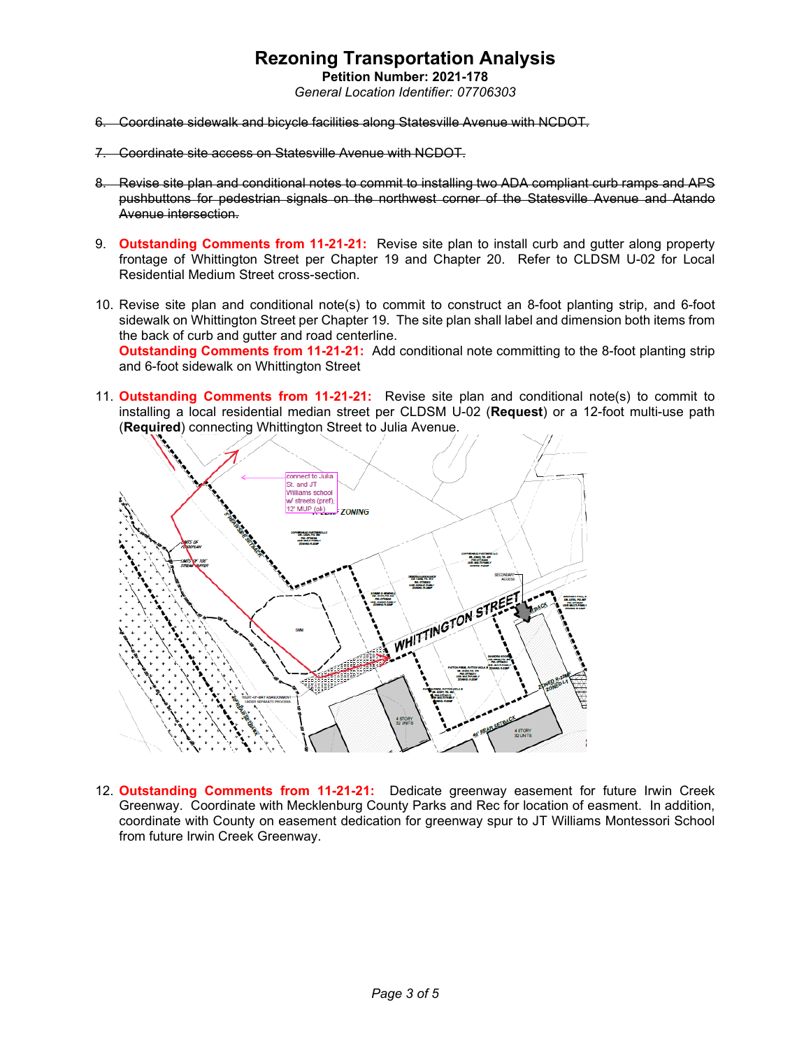# Rezoning Transportation Analysis

**Petition Number: 2021-178**

*General Location Identifier: 07706303*

6. ~~Coordinate sidewalk and bicycle facilities along Statesville Avenue with NCDOT.~~

7. ~~Coordinate site access on Statesville Avenue with NCDOT.~~

8. ~~Revise site plan and conditional notes to commit to installing two ADA compliant curb ramps and APS pushbuttons for pedestrian signals on the northwest corner of the Statesville Avenue and Atando Avenue intersection.~~

9. **Outstanding Comments from 11-21-21:** Revise site plan to install curb and gutter along property frontage of Whittington Street per Chapter 19 and Chapter 20. Refer to CLDSM U-02 for Local Residential Medium Street cross-section.

10. Revise site plan and conditional note(s) to commit to construct an 8-foot planting strip, and 6-foot sidewalk on Whittington Street per Chapter 19. The site plan shall label and dimension both items from the back of curb and gutter and road centerline.
    **Outstanding Comments from 11-21-21:** Add conditional note committing to the 8-foot planting strip and 6-foot sidewalk on Whittington Street

11. **Outstanding Comments from 11-21-21:** Revise site plan and conditional note(s) to commit to installing a local residential median street per CLDSM U-02 (**Request**) or a 12-foot multi-use path (**Required**) connecting Whittington Street to Julia Avenue.

12. **Outstanding Comments from 11-21-21:** Dedicate greenway easement for future Irwin Creek Greenway. Coordinate with Mecklenburg County Parks and Rec for location of easment. In addition, coordinate with County on easement dedication for greenway spur to JT Williams Montessori School from future Irwin Creek Greenway.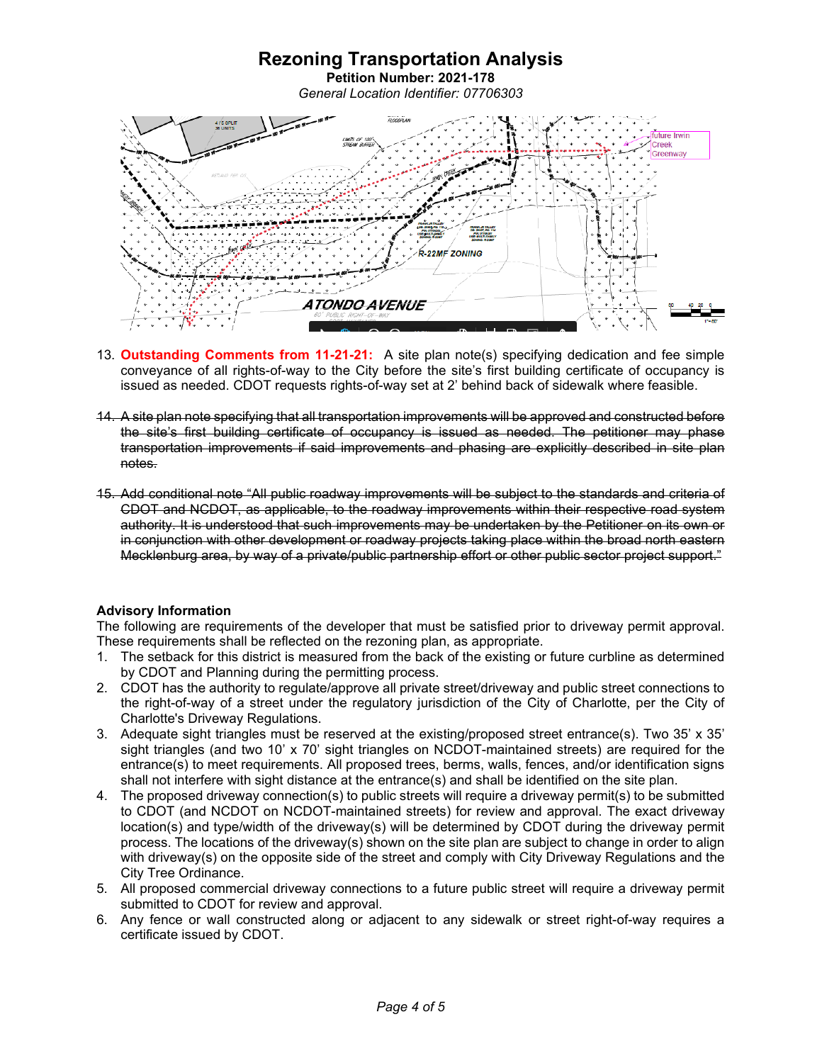# Rezoning Transportation Analysis

**Petition Number: 2021-178**

*General Location Identifier: 07706303*

13. **Outstanding Comments from 11-21-21:** A site plan note(s) specifying dedication and fee simple conveyance of all rights-of-way to the City before the site's first building certificate of occupancy is issued as needed. CDOT requests rights-of-way set at 2' behind back of sidewalk where feasible.

14. ~~A site plan note specifying that all transportation improvements will be approved and constructed before the site's first building certificate of occupancy is issued as needed. The petitioner may phase transportation improvements if said improvements and phasing are explicitly described in site plan notes.~~

15. ~~Add conditional note "All public roadway improvements will be subject to the standards and criteria of CDOT and NCDOT, as applicable, to the roadway improvements within their respective road system authority. It is understood that such improvements may be undertaken by the Petitioner on its own or in conjunction with other development or roadway projects taking place within the broad north eastern Mecklenburg area, by way of a private/public partnership effort or other public sector project support."~~

**Advisory Information**

The following are requirements of the developer that must be satisfied prior to driveway permit approval. These requirements shall be reflected on the rezoning plan, as appropriate.

1. The setback for this district is measured from the back of the existing or future curbline as determined by CDOT and Planning during the permitting process.
2. CDOT has the authority to regulate/approve all private street/driveway and public street connections to the right-of-way of a street under the regulatory jurisdiction of the City of Charlotte, per the City of Charlotte's Driveway Regulations.
3. Adequate sight triangles must be reserved at the existing/proposed street entrance(s). Two 35' x 35' sight triangles (and two 10' x 70' sight triangles on NCDOT-maintained streets) are required for the entrance(s) to meet requirements. All proposed trees, berms, walls, fences, and/or identification signs shall not interfere with sight distance at the entrance(s) and shall be identified on the site plan.
4. The proposed driveway connection(s) to public streets will require a driveway permit(s) to be submitted to CDOT (and NCDOT on NCDOT-maintained streets) for review and approval. The exact driveway location(s) and type/width of the driveway(s) will be determined by CDOT during the driveway permit process. The locations of the driveway(s) shown on the site plan are subject to change in order to align with driveway(s) on the opposite side of the street and comply with City Driveway Regulations and the City Tree Ordinance.
5. All proposed commercial driveway connections to a future public street will require a driveway permit submitted to CDOT for review and approval.
6. Any fence or wall constructed along or adjacent to any sidewalk or street right-of-way requires a certificate issued by CDOT.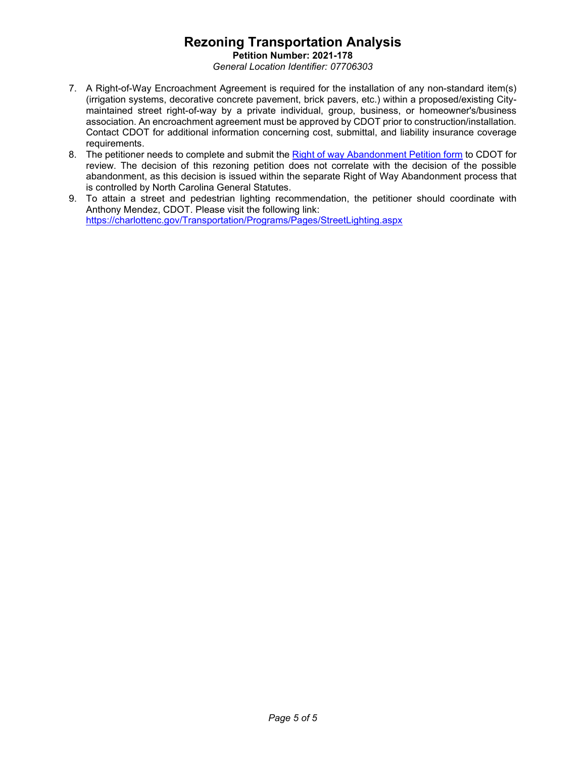# Rezoning Transportation Analysis

**Petition Number: 2021-178**

*General Location Identifier: 07706303*

7. A Right-of-Way Encroachment Agreement is required for the installation of any non-standard item(s) (irrigation systems, decorative concrete pavement, brick pavers, etc.) within a proposed/existing City-maintained street right-of-way by a private individual, group, business, or homeowner's/business association. An encroachment agreement must be approved by CDOT prior to construction/installation. Contact CDOT for additional information concerning cost, submittal, and liability insurance coverage requirements.
8. The petitioner needs to complete and submit the Right of way Abandonment Petition form to CDOT for review. The decision of this rezoning petition does not correlate with the decision of the possible abandonment, as this decision is issued within the separate Right of Way Abandonment process that is controlled by North Carolina General Statutes.
9. To attain a street and pedestrian lighting recommendation, the petitioner should coordinate with Anthony Mendez, CDOT. Please visit the following link: https://charlottenc.gov/Transportation/Programs/Pages/StreetLighting.aspx